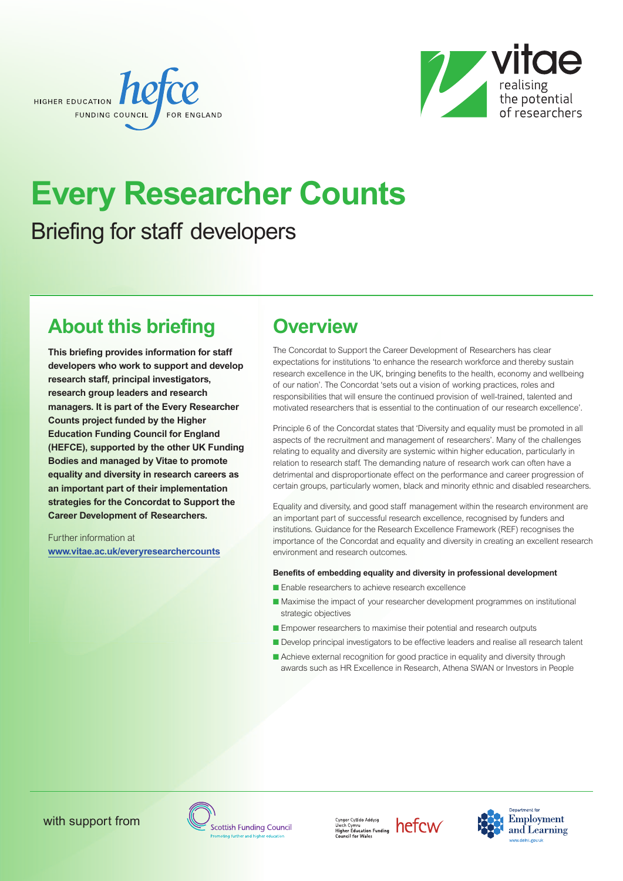HIGHER EDUCATION FUNDING COUNCIL FOR ENGLAND (hefce)

vitae — realising the potential of researchers

# Every Researcher Counts

Briefing for staff developers

## About this briefing

**This briefing provides information for staff developers who work to support and develop research staff, principal investigators, research group leaders and research managers. It is part of the Every Researcher Counts project funded by the Higher Education Funding Council for England (HEFCE), supported by the other UK Funding Bodies and managed by Vitae to promote equality and diversity in research careers as an important part of their implementation strategies for the Concordat to Support the Career Development of Researchers.**

Further information at
**www.vitae.ac.uk/everyresearchercounts**

## Overview

The Concordat to Support the Career Development of Researchers has clear expectations for institutions 'to enhance the research workforce and thereby sustain research excellence in the UK, bringing benefits to the health, economy and wellbeing of our nation'. The Concordat 'sets out a vision of working practices, roles and responsibilities that will ensure the continued provision of well-trained, talented and motivated researchers that is essential to the continuation of our research excellence'.

Principle 6 of the Concordat states that 'Diversity and equality must be promoted in all aspects of the recruitment and management of researchers'. Many of the challenges relating to equality and diversity are systemic within higher education, particularly in relation to research staff. The demanding nature of research work can often have a detrimental and disproportionate effect on the performance and career progression of certain groups, particularly women, black and minority ethnic and disabled researchers.

Equality and diversity, and good staff management within the research environment are an important part of successful research excellence, recognised by funders and institutions. Guidance for the Research Excellence Framework (REF) recognises the importance of the Concordat and equality and diversity in creating an excellent research environment and research outcomes.

**Benefits of embedding equality and diversity in professional development**

- Enable researchers to achieve research excellence
- Maximise the impact of your researcher development programmes on institutional strategic objectives
- Empower researchers to maximise their potential and research outputs
- Develop principal investigators to be effective leaders and realise all research talent
- Achieve external recognition for good practice in equality and diversity through awards such as HR Excellence in Research, Athena SWAN or Investors in People

with support from

Scottish Funding Council — Promoting further and higher education

Cyngor Cyllido Addysg Uwch Cymru / Higher Education Funding Council for Wales (hefcw)

Department for Employment and Learning — www.delni.gov.uk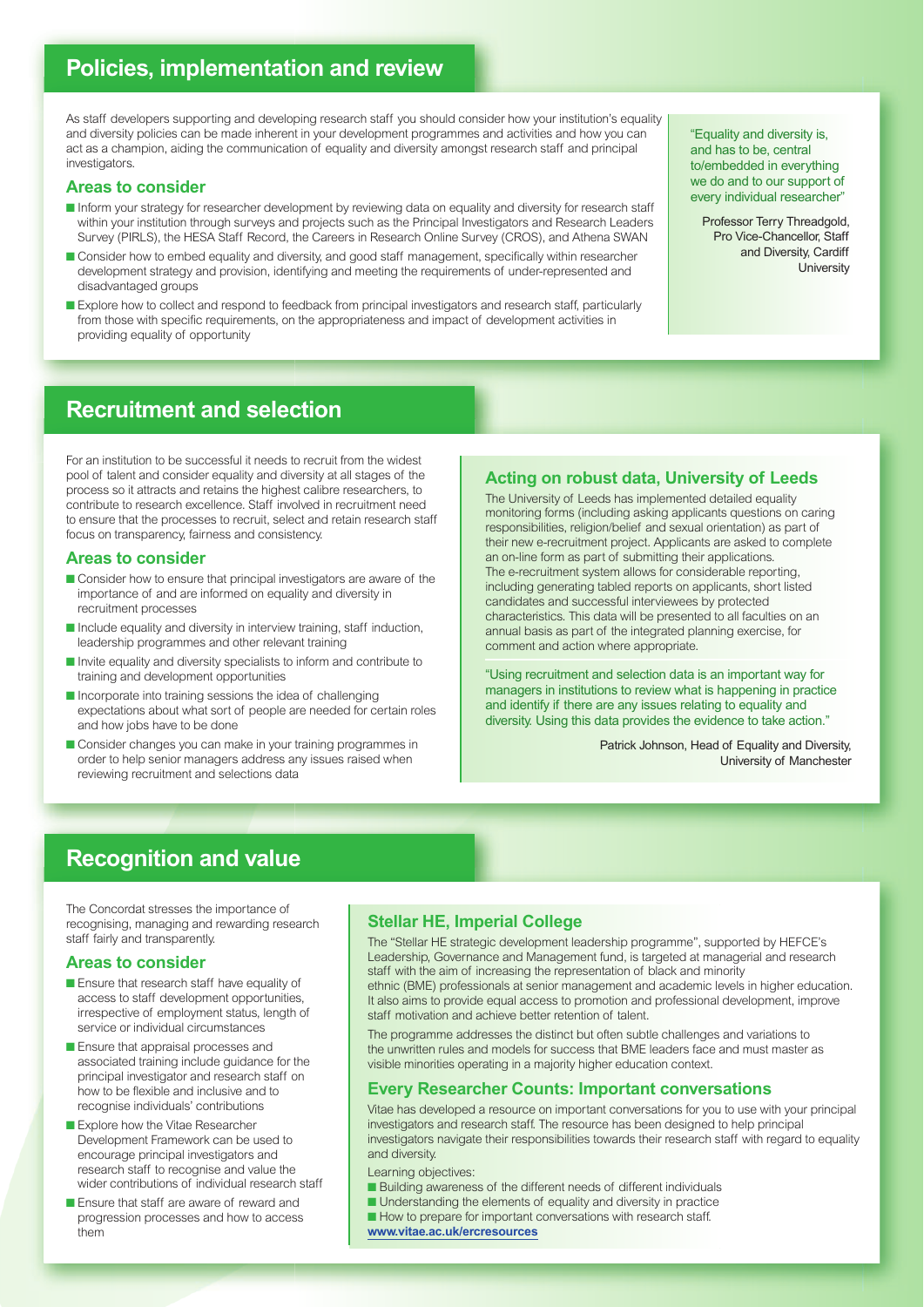## Policies, implementation and review

As staff developers supporting and developing research staff you should consider how your institution's equality and diversity policies can be made inherent in your development programmes and activities and how you can act as a champion, aiding the communication of equality and diversity amongst research staff and principal investigators.

### Areas to consider

- Inform your strategy for researcher development by reviewing data on equality and diversity for research staff within your institution through surveys and projects such as the Principal Investigators and Research Leaders Survey (PIRLS), the HESA Staff Record, the Careers in Research Online Survey (CROS), and Athena SWAN
- Consider how to embed equality and diversity, and good staff management, specifically within researcher development strategy and provision, identifying and meeting the requirements of under-represented and disadvantaged groups
- Explore how to collect and respond to feedback from principal investigators and research staff, particularly from those with specific requirements, on the appropriateness and impact of development activities in providing equality of opportunity

"Equality and diversity is, and has to be, central to/embedded in everything we do and to our support of every individual researcher"

Professor Terry Threadgold, Pro Vice-Chancellor, Staff and Diversity, Cardiff University

## Recruitment and selection

For an institution to be successful it needs to recruit from the widest pool of talent and consider equality and diversity at all stages of the process so it attracts and retains the highest calibre researchers, to contribute to research excellence. Staff involved in recruitment need to ensure that the processes to recruit, select and retain research staff focus on transparency, fairness and consistency.

### Areas to consider

- Consider how to ensure that principal investigators are aware of the importance of and are informed on equality and diversity in recruitment processes
- Include equality and diversity in interview training, staff induction, leadership programmes and other relevant training
- Invite equality and diversity specialists to inform and contribute to training and development opportunities
- Incorporate into training sessions the idea of challenging expectations about what sort of people are needed for certain roles and how jobs have to be done
- Consider changes you can make in your training programmes in order to help senior managers address any issues raised when reviewing recruitment and selections data

### Acting on robust data, University of Leeds

The University of Leeds has implemented detailed equality monitoring forms (including asking applicants questions on caring responsibilities, religion/belief and sexual orientation) as part of their new e-recruitment project. Applicants are asked to complete an on-line form as part of submitting their applications. The e-recruitment system allows for considerable reporting, including generating tabled reports on applicants, short listed candidates and successful interviewees by protected characteristics. This data will be presented to all faculties on an annual basis as part of the integrated planning exercise, for comment and action where appropriate.

"Using recruitment and selection data is an important way for managers in institutions to review what is happening in practice and identify if there are any issues relating to equality and diversity. Using this data provides the evidence to take action."

Patrick Johnson, Head of Equality and Diversity, University of Manchester

## Recognition and value

The Concordat stresses the importance of recognising, managing and rewarding research staff fairly and transparently.

### Areas to consider

- Ensure that research staff have equality of access to staff development opportunities, irrespective of employment status, length of service or individual circumstances
- Ensure that appraisal processes and associated training include guidance for the principal investigator and research staff on how to be flexible and inclusive and to recognise individuals' contributions
- Explore how the Vitae Researcher Development Framework can be used to encourage principal investigators and research staff to recognise and value the wider contributions of individual research staff
- Ensure that staff are aware of reward and progression processes and how to access them

### Stellar HE, Imperial College

The "Stellar HE strategic development leadership programme", supported by HEFCE's Leadership, Governance and Management fund, is targeted at managerial and research staff with the aim of increasing the representation of black and minority ethnic (BME) professionals at senior management and academic levels in higher education. It also aims to provide equal access to promotion and professional development, improve staff motivation and achieve better retention of talent.

The programme addresses the distinct but often subtle challenges and variations to the unwritten rules and models for success that BME leaders face and must master as visible minorities operating in a majority higher education context.

### Every Researcher Counts: Important conversations

Vitae has developed a resource on important conversations for you to use with your principal investigators and research staff. The resource has been designed to help principal investigators navigate their responsibilities towards their research staff with regard to equality and diversity.

Learning objectives:

- Building awareness of the different needs of different individuals
- Understanding the elements of equality and diversity in practice
- How to prepare for important conversations with research staff.

**www.vitae.ac.uk/ercresources**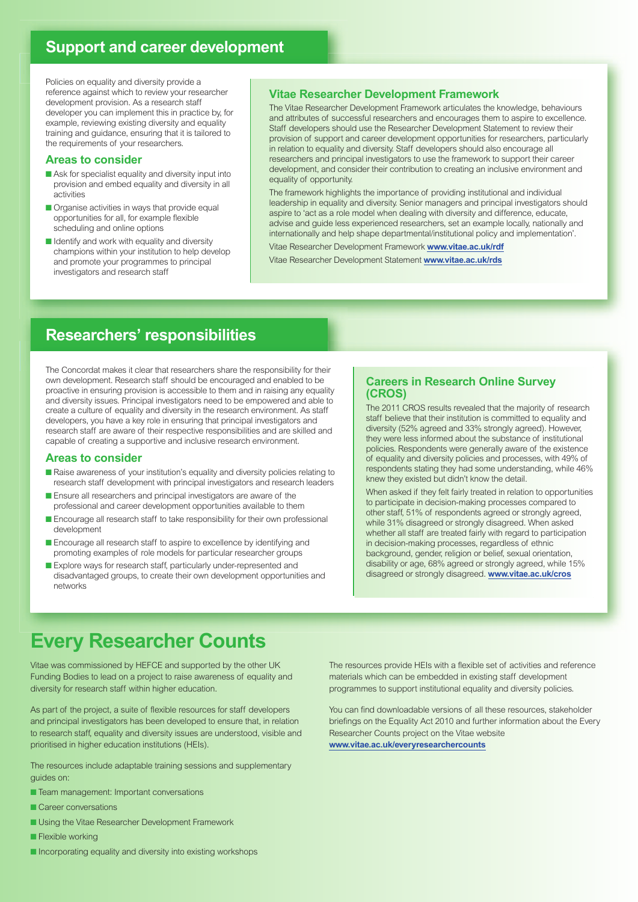## Support and career development

Policies on equality and diversity provide a reference against which to review your researcher development provision. As a research staff developer you can implement this in practice by, for example, reviewing existing diversity and equality training and guidance, ensuring that it is tailored to the requirements of your researchers.

### Areas to consider

- Ask for specialist equality and diversity input into provision and embed equality and diversity in all activities
- Organise activities in ways that provide equal opportunities for all, for example flexible scheduling and online options
- Identify and work with equality and diversity champions within your institution to help develop and promote your programmes to principal investigators and research staff

### Vitae Researcher Development Framework

The Vitae Researcher Development Framework articulates the knowledge, behaviours and attributes of successful researchers and encourages them to aspire to excellence. Staff developers should use the Researcher Development Statement to review their provision of support and career development opportunities for researchers, particularly in relation to equality and diversity. Staff developers should also encourage all researchers and principal investigators to use the framework to support their career development, and consider their contribution to creating an inclusive environment and equality of opportunity.

The framework highlights the importance of providing institutional and individual leadership in equality and diversity. Senior managers and principal investigators should aspire to 'act as a role model when dealing with diversity and difference, educate, advise and guide less experienced researchers, set an example locally, nationally and internationally and help shape departmental/institutional policy and implementation'.

Vitae Researcher Development Framework **www.vitae.ac.uk/rdf**

Vitae Researcher Development Statement **www.vitae.ac.uk/rds**

## Researchers' responsibilities

The Concordat makes it clear that researchers share the responsibility for their own development. Research staff should be encouraged and enabled to be proactive in ensuring provision is accessible to them and in raising any equality and diversity issues. Principal investigators need to be empowered and able to create a culture of equality and diversity in the research environment. As staff developers, you have a key role in ensuring that principal investigators and research staff are aware of their respective responsibilities and are skilled and capable of creating a supportive and inclusive research environment.

### Areas to consider

- Raise awareness of your institution's equality and diversity policies relating to research staff development with principal investigators and research leaders
- Ensure all researchers and principal investigators are aware of the professional and career development opportunities available to them
- Encourage all research staff to take responsibility for their own professional development
- Encourage all research staff to aspire to excellence by identifying and promoting examples of role models for particular researcher groups
- Explore ways for research staff, particularly under-represented and disadvantaged groups, to create their own development opportunities and networks

### Careers in Research Online Survey (CROS)

The 2011 CROS results revealed that the majority of research staff believe that their institution is committed to equality and diversity (52% agreed and 33% strongly agreed). However, they were less informed about the substance of institutional policies. Respondents were generally aware of the existence of equality and diversity policies and processes, with 49% of respondents stating they had some understanding, while 46% knew they existed but didn't know the detail.

When asked if they felt fairly treated in relation to opportunities to participate in decision-making processes compared to other staff, 51% of respondents agreed or strongly agreed, while 31% disagreed or strongly disagreed. When asked whether all staff are treated fairly with regard to participation in decision-making processes, regardless of ethnic background, gender, religion or belief, sexual orientation, disability or age, 68% agreed or strongly agreed, while 15% disagreed or strongly disagreed. **www.vitae.ac.uk/cros**

# Every Researcher Counts

Vitae was commissioned by HEFCE and supported by the other UK Funding Bodies to lead on a project to raise awareness of equality and diversity for research staff within higher education.

As part of the project, a suite of flexible resources for staff developers and principal investigators has been developed to ensure that, in relation to research staff, equality and diversity issues are understood, visible and prioritised in higher education institutions (HEIs).

The resources include adaptable training sessions and supplementary guides on:

- Team management: Important conversations
- Career conversations
- Using the Vitae Researcher Development Framework
- Flexible working
- Incorporating equality and diversity into existing workshops

The resources provide HEIs with a flexible set of activities and reference materials which can be embedded in existing staff development programmes to support institutional equality and diversity policies.

You can find downloadable versions of all these resources, stakeholder briefings on the Equality Act 2010 and further information about the Every Researcher Counts project on the Vitae website **www.vitae.ac.uk/everyresearchercounts**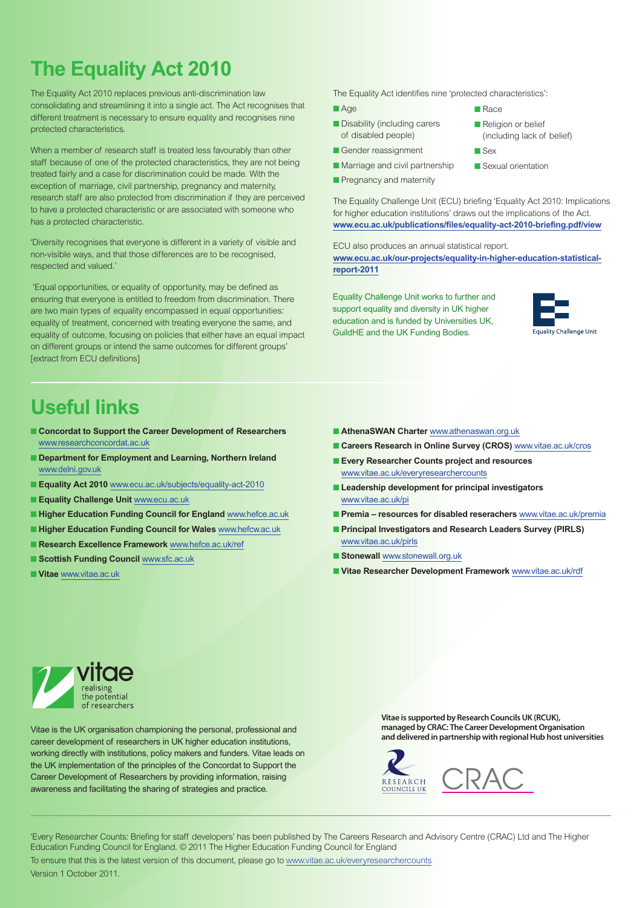# The Equality Act 2010

The Equality Act 2010 replaces previous anti-discrimination law consolidating and streamlining it into a single act. The Act recognises that different treatment is necessary to ensure equality and recognises nine protected characteristics.

When a member of research staff is treated less favourably than other staff because of one of the protected characteristics, they are not being treated fairly and a case for discrimination could be made. With the exception of marriage, civil partnership, pregnancy and maternity, research staff are also protected from discrimination if they are perceived to have a protected characteristic or are associated with someone who has a protected characteristic.

'Diversity recognises that everyone is different in a variety of visible and non-visible ways, and that those differences are to be recognised, respected and valued.'

'Equal opportunities, or equality of opportunity, may be defined as ensuring that everyone is entitled to freedom from discrimination. There are two main types of equality encompassed in equal opportunities: equality of treatment, concerned with treating everyone the same, and equality of outcome, focusing on policies that either have an equal impact on different groups or intend the same outcomes for different groups' [extract from ECU definitions]

The Equality Act identifies nine 'protected characteristics':

- Age
- Disability (including carers of disabled people)
- Gender reassignment
- Marriage and civil partnership
- Pregnancy and maternity
- Race
- Religion or belief (including lack of belief)
- Sex
- Sexual orientation

The Equality Challenge Unit (ECU) briefing 'Equality Act 2010: Implications for higher education institutions' draws out the implications of the Act. **www.ecu.ac.uk/publications/files/equality-act-2010-briefing.pdf/view**

ECU also produces an annual statistical report. **www.ecu.ac.uk/our-projects/equality-in-higher-education-statistical-report-2011**

Equality Challenge Unit works to further and support equality and diversity in UK higher education and is funded by Universities UK, GuildHE and the UK Funding Bodies.

Equality Challenge Unit

# Useful links

- **Concordat to Support the Career Development of Researchers** www.researchconcordat.ac.uk
- **Department for Employment and Learning, Northern Ireland** www.delni.gov.uk
- **Equality Act 2010** www.ecu.ac.uk/subjects/equality-act-2010
- **Equality Challenge Unit** www.ecu.ac.uk
- **Higher Education Funding Council for England** www.hefce.ac.uk
- **Higher Education Funding Council for Wales** www.hefcw.ac.uk
- **Research Excellence Framework** www.hefce.ac.uk/ref
- **Scottish Funding Council** www.sfc.ac.uk
- **Vitae** www.vitae.ac.uk
- **AthenaSWAN Charter** www.athenaswan.org.uk
- **Careers Research in Online Survey (CROS)** www.vitae.ac.uk/cros
- **Every Researcher Counts project and resources** www.vitae.ac.uk/everyresearchercounts
- **Leadership development for principal investigators** www.vitae.ac.uk/pi
- **Premia – resources for disabled reserachers** www.vitae.ac.uk/premia
- **Principal Investigators and Research Leaders Survey (PIRLS)** www.vitae.ac.uk/pirls
- **Stonewall** www.stonewall.org.uk
- **Vitae Researcher Development Framework** www.vitae.ac.uk/rdf

vitae realising the potential of researchers

Vitae is the UK organisation championing the personal, professional and career development of researchers in UK higher education institutions, working directly with institutions, policy makers and funders. Vitae leads on the UK implementation of the principles of the Concordat to Support the Career Development of Researchers by providing information, raising awareness and facilitating the sharing of strategies and practice.

**Vitae is supported by Research Councils UK (RCUK), managed by CRAC: The Career Development Organisation and delivered in partnership with regional Hub host universities**

RESEARCH COUNCILS UK CRAC

'Every Researcher Counts: Briefing for staff developers' has been published by The Careers Research and Advisory Centre (CRAC) Ltd and The Higher Education Funding Council for England. © 2011 The Higher Education Funding Council for England

To ensure that this is the latest version of this document, please go to www.vitae.ac.uk/everyresearchercounts

Version 1 October 2011.